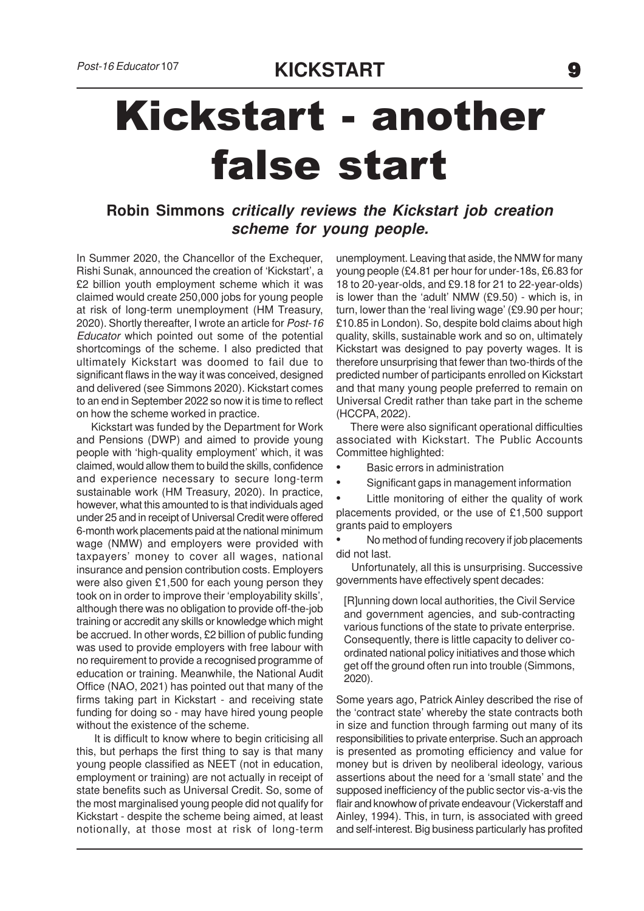# Kickstart - another false start

**Robin Simmons** ***critically reviews the Kickstart job creation scheme for young people.***

In Summer 2020, the Chancellor of the Exchequer, Rishi Sunak, announced the creation of 'Kickstart', a £2 billion youth employment scheme which it was claimed would create 250,000 jobs for young people at risk of long-term unemployment (HM Treasury, 2020). Shortly thereafter, I wrote an article for *Post-16 Educator* which pointed out some of the potential shortcomings of the scheme. I also predicted that ultimately Kickstart was doomed to fail due to significant flaws in the way it was conceived, designed and delivered (see Simmons 2020). Kickstart comes to an end in September 2022 so now it is time to reflect on how the scheme worked in practice.

Kickstart was funded by the Department for Work and Pensions (DWP) and aimed to provide young people with 'high-quality employment' which, it was claimed, would allow them to build the skills, confidence and experience necessary to secure long-term sustainable work (HM Treasury, 2020). In practice, however, what this amounted to is that individuals aged under 25 and in receipt of Universal Credit were offered 6-month work placements paid at the national minimum wage (NMW) and employers were provided with taxpayers' money to cover all wages, national insurance and pension contribution costs. Employers were also given £1,500 for each young person they took on in order to improve their 'employability skills', although there was no obligation to provide off-the-job training or accredit any skills or knowledge which might be accrued. In other words, £2 billion of public funding was used to provide employers with free labour with no requirement to provide a recognised programme of education or training. Meanwhile, the National Audit Office (NAO, 2021) has pointed out that many of the firms taking part in Kickstart - and receiving state funding for doing so - may have hired young people without the existence of the scheme.

It is difficult to know where to begin criticising all this, but perhaps the first thing to say is that many young people classified as NEET (not in education, employment or training) are not actually in receipt of state benefits such as Universal Credit. So, some of the most marginalised young people did not qualify for Kickstart - despite the scheme being aimed, at least notionally, at those most at risk of long-term unemployment. Leaving that aside, the NMW for many young people (£4.81 per hour for under-18s, £6.83 for 18 to 20-year-olds, and £9.18 for 21 to 22-year-olds) is lower than the 'adult' NMW (£9.50) - which is, in turn, lower than the 'real living wage' (£9.90 per hour; £10.85 in London). So, despite bold claims about high quality, skills, sustainable work and so on, ultimately Kickstart was designed to pay poverty wages. It is therefore unsurprising that fewer than two-thirds of the predicted number of participants enrolled on Kickstart and that many young people preferred to remain on Universal Credit rather than take part in the scheme (HCCPA, 2022).

There were also significant operational difficulties associated with Kickstart. The Public Accounts Committee highlighted:

- Basic errors in administration
- Significant gaps in management information
- Little monitoring of either the quality of work placements provided, or the use of £1,500 support grants paid to employers
- No method of funding recovery if job placements did not last.

Unfortunately, all this is unsurprising. Successive governments have effectively spent decades:

> [R]unning down local authorities, the Civil Service and government agencies, and sub-contracting various functions of the state to private enterprise. Consequently, there is little capacity to deliver co-ordinated national policy initiatives and those which get off the ground often run into trouble (Simmons, 2020).

Some years ago, Patrick Ainley described the rise of the 'contract state' whereby the state contracts both in size and function through farming out many of its responsibilities to private enterprise. Such an approach is presented as promoting efficiency and value for money but is driven by neoliberal ideology, various assertions about the need for a 'small state' and the supposed inefficiency of the public sector vis-a-vis the flair and knowhow of private endeavour (Vickerstaff and Ainley, 1994). This, in turn, is associated with greed and self-interest. Big business particularly has profited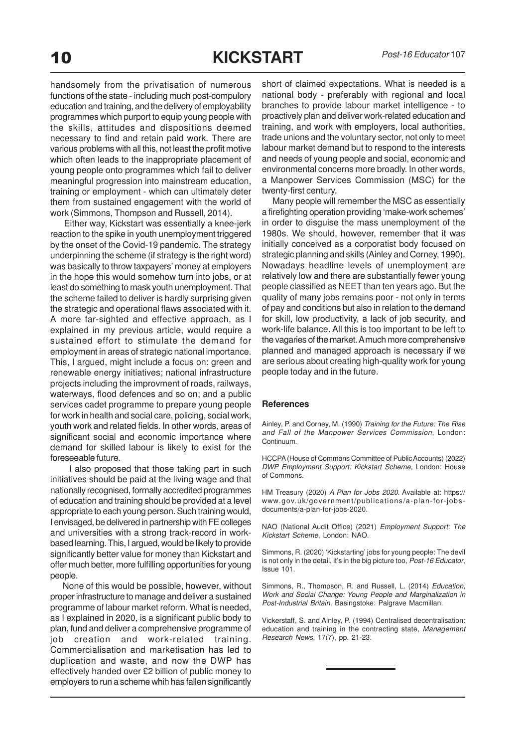handsomely from the privatisation of numerous functions of the state - including much post-compulsory education and training, and the delivery of employability programmes which purport to equip young people with the skills, attitudes and dispositions deemed necessary to find and retain paid work. There are various problems with all this, not least the profit motive which often leads to the inappropriate placement of young people onto programmes which fail to deliver meaningful progression into mainstream education, training or employment - which can ultimately deter them from sustained engagement with the world of work (Simmons, Thompson and Russell, 2014).

Either way, Kickstart was essentially a knee-jerk reaction to the spike in youth unemployment triggered by the onset of the Covid-19 pandemic. The strategy underpinning the scheme (if strategy is the right word) was basically to throw taxpayers' money at employers in the hope this would somehow turn into jobs, or at least do something to mask youth unemployment. That the scheme failed to deliver is hardly surprising given the strategic and operational flaws associated with it. A more far-sighted and effective approach, as I explained in my previous article, would require a sustained effort to stimulate the demand for employment in areas of strategic national importance. This, I argued, might include a focus on: green and renewable energy initiatives; national infrastructure projects including the improvment of roads, railways, waterways, flood defences and so on; and a public services cadet programme to prepare young people for work in health and social care, policing, social work, youth work and related fields. In other words, areas of significant social and economic importance where demand for skilled labour is likely to exist for the foreseeable future.

I also proposed that those taking part in such initiatives should be paid at the living wage and that nationally recognised, formally accredited programmes of education and training should be provided at a level appropriate to each young person. Such training would, I envisaged, be delivered in partnership with FE colleges and universities with a strong track-record in work-based learning. This, I argued, would be likely to provide significantly better value for money than Kickstart and offer much better, more fulfilling opportunities for young people.

None of this would be possible, however, without proper infrastructure to manage and deliver a sustained programme of labour market reform. What is needed, as I explained in 2020, is a significant public body to plan, fund and deliver a comprehensive programme of job creation and work-related training. Commercialisation and marketisation has led to duplication and waste, and now the DWP has effectively handed over £2 billion of public money to employers to run a scheme whih has fallen significantly short of claimed expectations. What is needed is a national body - preferably with regional and local branches to provide labour market intelligence - to proactively plan and deliver work-related education and training, and work with employers, local authorities, trade unions and the voluntary sector, not only to meet labour market demand but to respond to the interests and needs of young people and social, economic and environmental concerns more broadly. In other words, a Manpower Services Commission (MSC) for the twenty-first century.

Many people will remember the MSC as essentially a firefighting operation providing 'make-work schemes' in order to disguise the mass unemployment of the 1980s. We should, however, remember that it was initially conceived as a corporatist body focused on strategic planning and skills (Ainley and Corney, 1990). Nowadays headline levels of unemployment are relatively low and there are substantially fewer young people classified as NEET than ten years ago. But the quality of many jobs remains poor - not only in terms of pay and conditions but also in relation to the demand for skill, low productivity, a lack of job security, and work-life balance. All this is too important to be left to the vagaries of the market. A much more comprehensive planned and managed approach is necessary if we are serious about creating high-quality work for young people today and in the future.

## References

Ainley, P. and Corney, M. (1990) *Training for the Future: The Rise and Fall of the Manpower Services Commission*, London: Continuum.

HCCPA (House of Commons Committee of Public Accounts) (2022) *DWP Employment Support: Kickstart Scheme*, London: House of Commons.

HM Treasury (2020) *A Plan for Jobs 2020*. Available at: https://www.gov.uk/government/publications/a-plan-for-jobs-documents/a-plan-for-jobs-2020.

NAO (National Audit Office) (2021) *Employment Support: The Kickstart Scheme*, London: NAO.

Simmons, R. (2020) 'Kickstarting' jobs for young people: The devil is not only in the detail, it's in the big picture too, *Post-16 Educator*, Issue 101.

Simmons, R., Thompson, R. and Russell, L. (2014) *Education, Work and Social Change: Young People and Marginalization in Post-Industrial Britain*, Basingstoke: Palgrave Macmillan.

Vickerstaff, S. and Ainley, P. (1994) Centralised decentralisation: education and training in the contracting state, *Management Research News*, 17(7), pp. 21-23.